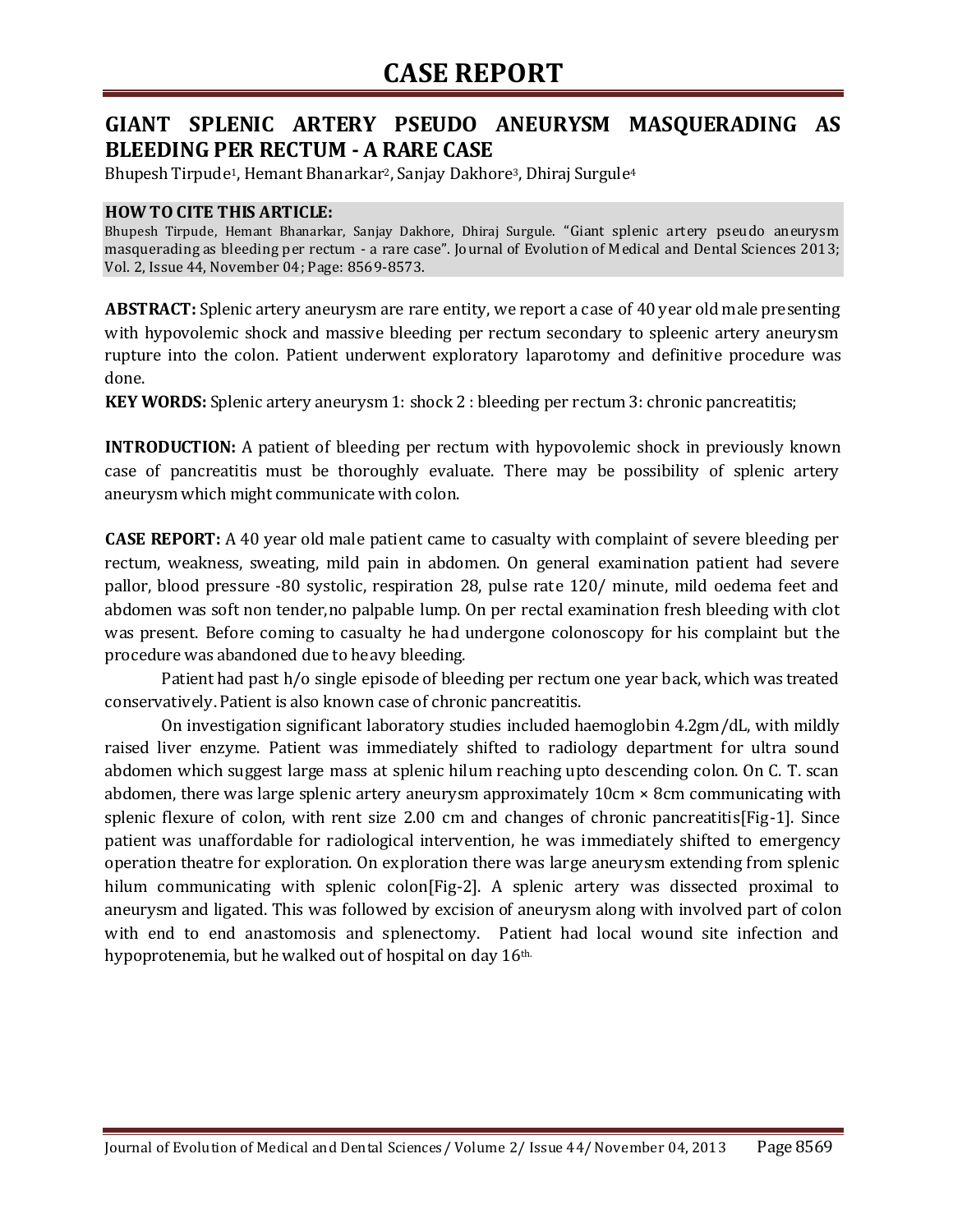# CASE REPORT

## GIANT SPLENIC ARTERY PSEUDO ANEURYSM MASQUERADING AS BLEEDING PER RECTUM - A RARE CASE

Bhupesh Tirpude[1], Hemant Bhanarkar[2], Sanjay Dakhore[3], Dhiraj Surgule[4]

**HOW TO CITE THIS ARTICLE:**
Bhupesh Tirpude, Hemant Bhanarkar, Sanjay Dakhore, Dhiraj Surgule. "Giant splenic artery pseudo aneurysm masquerading as bleeding per rectum - a rare case". Journal of Evolution of Medical and Dental Sciences 2013; Vol. 2, Issue 44, November 04; Page: 8569-8573.

**ABSTRACT:** Splenic artery aneurysm are rare entity, we report a case of 40 year old male presenting with hypovolemic shock and massive bleeding per rectum secondary to spleenic artery aneurysm rupture into the colon. Patient underwent exploratory laparotomy and definitive procedure was done.

**KEY WORDS:** Splenic artery aneurysm 1: shock 2 : bleeding per rectum 3: chronic pancreatitis;

**INTRODUCTION:** A patient of bleeding per rectum with hypovolemic shock in previously known case of pancreatitis must be thoroughly evaluate. There may be possibility of splenic artery aneurysm which might communicate with colon.

**CASE REPORT:** A 40 year old male patient came to casualty with complaint of severe bleeding per rectum, weakness, sweating, mild pain in abdomen. On general examination patient had severe pallor, blood pressure -80 systolic, respiration 28, pulse rate 120/ minute, mild oedema feet and abdomen was soft non tender,no palpable lump. On per rectal examination fresh bleeding with clot was present. Before coming to casualty he had undergone colonoscopy for his complaint but the procedure was abandoned due to heavy bleeding.

Patient had past h/o single episode of bleeding per rectum one year back, which was treated conservatively. Patient is also known case of chronic pancreatitis.

On investigation significant laboratory studies included haemoglobin 4.2gm/dL, with mildly raised liver enzyme. Patient was immediately shifted to radiology department for ultra sound abdomen which suggest large mass at splenic hilum reaching upto descending colon. On C. T. scan abdomen, there was large splenic artery aneurysm approximately 10cm × 8cm communicating with splenic flexure of colon, with rent size 2.00 cm and changes of chronic pancreatitis[Fig-1]. Since patient was unaffordable for radiological intervention, he was immediately shifted to emergency operation theatre for exploration. On exploration there was large aneurysm extending from splenic hilum communicating with splenic colon[Fig-2]. A splenic artery was dissected proximal to aneurysm and ligated. This was followed by excision of aneurysm along with involved part of colon with end to end anastomosis and splenectomy. Patient had local wound site infection and hypoprotenemia, but he walked out of hospital on day 16th.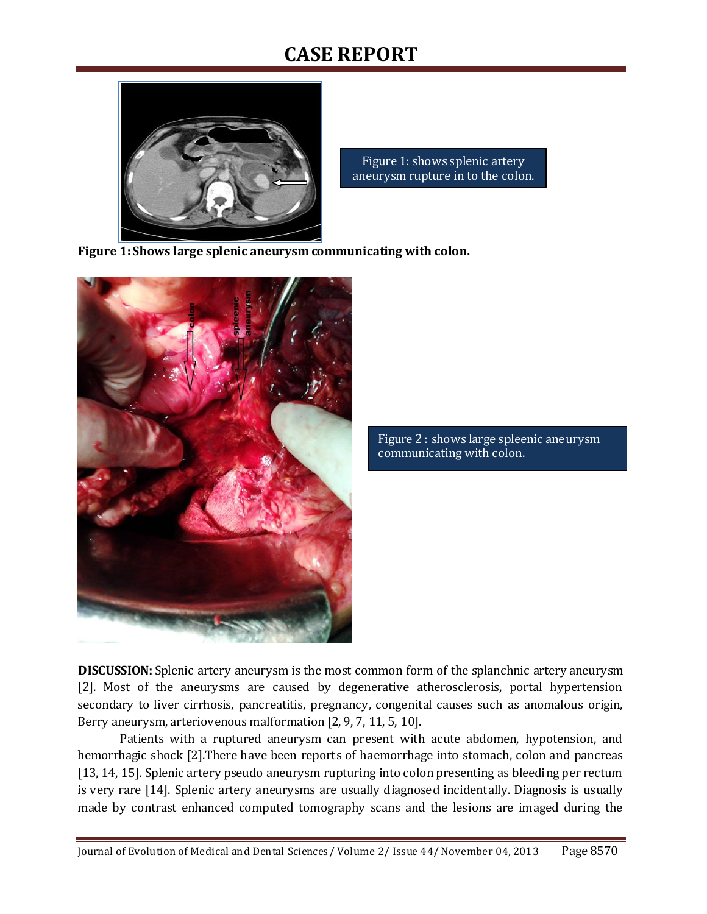Figure 1: shows splenic artery aneurysm rupture in to the colon.

**Figure 1: Shows large splenic aneurysm communicating with colon.**

Figure 2 : shows large spleenic aneurysm communicating with colon.

**DISCUSSION:** Splenic artery aneurysm is the most common form of the splanchnic artery aneurysm [2]. Most of the aneurysms are caused by degenerative atherosclerosis, portal hypertension secondary to liver cirrhosis, pancreatitis, pregnancy, congenital causes such as anomalous origin, Berry aneurysm, arteriovenous malformation [2, 9, 7, 11, 5, 10].

Patients with a ruptured aneurysm can present with acute abdomen, hypotension, and hemorrhagic shock [2].There have been reports of haemorrhage into stomach, colon and pancreas [13, 14, 15]. Splenic artery pseudo aneurysm rupturing into colon presenting as bleeding per rectum is very rare [14]. Splenic artery aneurysms are usually diagnosed incidentally. Diagnosis is usually made by contrast enhanced computed tomography scans and the lesions are imaged during the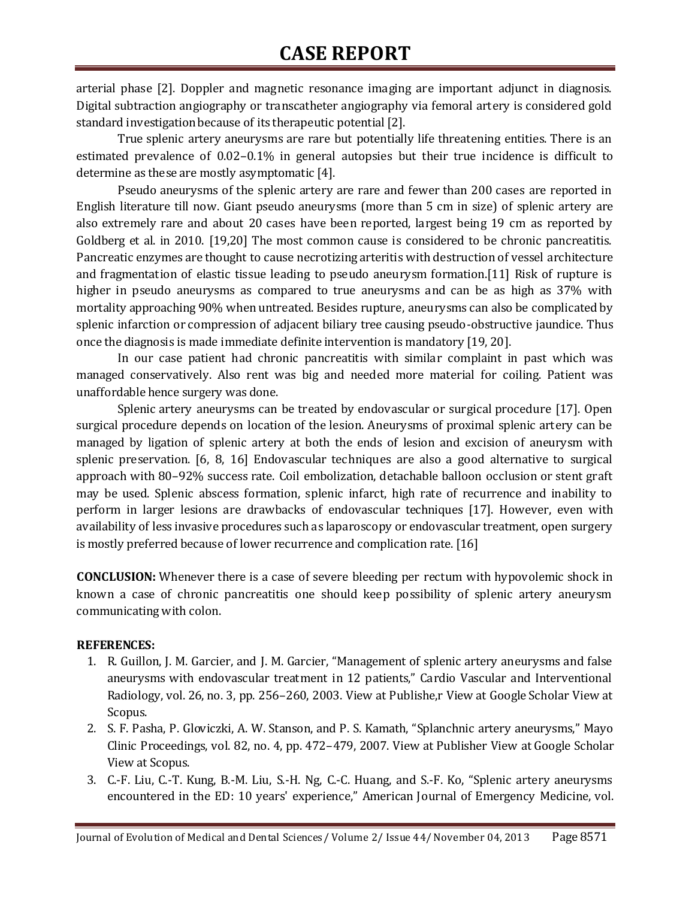arterial phase [2]. Doppler and magnetic resonance imaging are important adjunct in diagnosis. Digital subtraction angiography or transcatheter angiography via femoral artery is considered gold standard investigation because of its therapeutic potential [2].

True splenic artery aneurysms are rare but potentially life threatening entities. There is an estimated prevalence of 0.02–0.1% in general autopsies but their true incidence is difficult to determine as these are mostly asymptomatic [4].

Pseudo aneurysms of the splenic artery are rare and fewer than 200 cases are reported in English literature till now. Giant pseudo aneurysms (more than 5 cm in size) of splenic artery are also extremely rare and about 20 cases have been reported, largest being 19 cm as reported by Goldberg et al. in 2010. [19,20] The most common cause is considered to be chronic pancreatitis. Pancreatic enzymes are thought to cause necrotizing arteritis with destruction of vessel architecture and fragmentation of elastic tissue leading to pseudo aneurysm formation.[11] Risk of rupture is higher in pseudo aneurysms as compared to true aneurysms and can be as high as 37% with mortality approaching 90% when untreated. Besides rupture, aneurysms can also be complicated by splenic infarction or compression of adjacent biliary tree causing pseudo-obstructive jaundice. Thus once the diagnosis is made immediate definite intervention is mandatory [19, 20].

In our case patient had chronic pancreatitis with similar complaint in past which was managed conservatively. Also rent was big and needed more material for coiling. Patient was unaffordable hence surgery was done.

Splenic artery aneurysms can be treated by endovascular or surgical procedure [17]. Open surgical procedure depends on location of the lesion. Aneurysms of proximal splenic artery can be managed by ligation of splenic artery at both the ends of lesion and excision of aneurysm with splenic preservation. [6, 8, 16] Endovascular techniques are also a good alternative to surgical approach with 80–92% success rate. Coil embolization, detachable balloon occlusion or stent graft may be used. Splenic abscess formation, splenic infarct, high rate of recurrence and inability to perform in larger lesions are drawbacks of endovascular techniques [17]. However, even with availability of less invasive procedures such as laparoscopy or endovascular treatment, open surgery is mostly preferred because of lower recurrence and complication rate. [16]

**CONCLUSION:** Whenever there is a case of severe bleeding per rectum with hypovolemic shock in known a case of chronic pancreatitis one should keep possibility of splenic artery aneurysm communicating with colon.

**REFERENCES:**

1. R. Guillon, J. M. Garcier, and J. M. Garcier, "Management of splenic artery aneurysms and false aneurysms with endovascular treatment in 12 patients," Cardio Vascular and Interventional Radiology, vol. 26, no. 3, pp. 256–260, 2003. View at Publishe,r View at Google Scholar View at Scopus.
2. S. F. Pasha, P. Gloviczki, A. W. Stanson, and P. S. Kamath, "Splanchnic artery aneurysms," Mayo Clinic Proceedings, vol. 82, no. 4, pp. 472–479, 2007. View at Publisher View at Google Scholar View at Scopus.
3. C.-F. Liu, C.-T. Kung, B.-M. Liu, S.-H. Ng, C.-C. Huang, and S.-F. Ko, "Splenic artery aneurysms encountered in the ED: 10 years' experience," American Journal of Emergency Medicine, vol.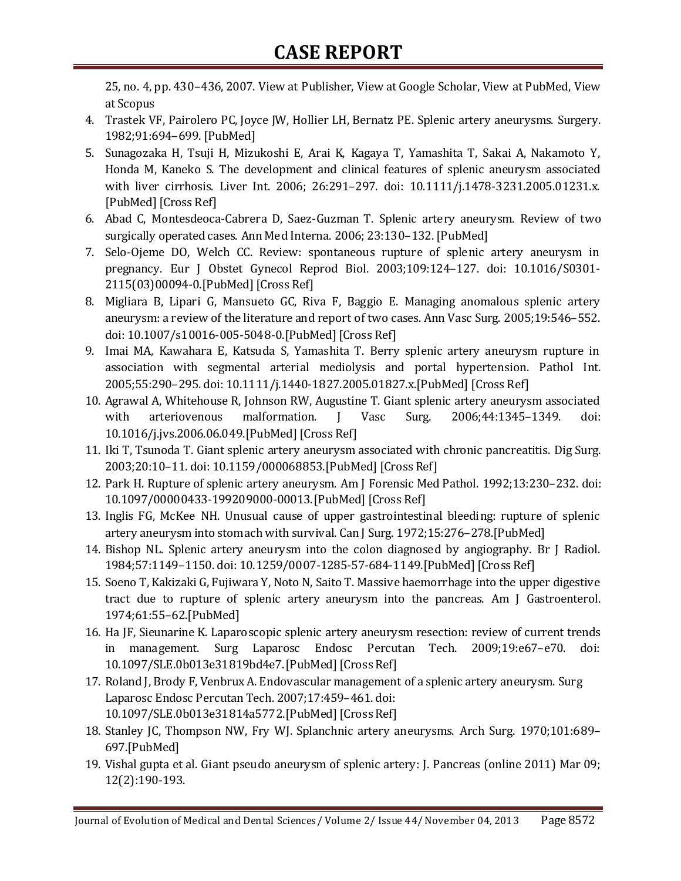25, no. 4, pp. 430–436, 2007. View at Publisher, View at Google Scholar, View at PubMed, View at Scopus

4. Trastek VF, Pairolero PC, Joyce JW, Hollier LH, Bernatz PE. Splenic artery aneurysms. Surgery. 1982;91:694–699. [PubMed]
5. Sunagozaka H, Tsuji H, Mizukoshi E, Arai K, Kagaya T, Yamashita T, Sakai A, Nakamoto Y, Honda M, Kaneko S. The development and clinical features of splenic aneurysm associated with liver cirrhosis. Liver Int. 2006; 26:291–297. doi: 10.1111/j.1478-3231.2005.01231.x. [PubMed] [Cross Ref]
6. Abad C, Montesdeoca-Cabrera D, Saez-Guzman T. Splenic artery aneurysm. Review of two surgically operated cases. Ann Med Interna. 2006; 23:130–132. [PubMed]
7. Selo-Ojeme DO, Welch CC. Review: spontaneous rupture of splenic artery aneurysm in pregnancy. Eur J Obstet Gynecol Reprod Biol. 2003;109:124–127. doi: 10.1016/S0301-2115(03)00094-0.[PubMed] [Cross Ref]
8. Migliara B, Lipari G, Mansueto GC, Riva F, Baggio E. Managing anomalous splenic artery aneurysm: a review of the literature and report of two cases. Ann Vasc Surg. 2005;19:546–552. doi: 10.1007/s10016-005-5048-0.[PubMed] [Cross Ref]
9. Imai MA, Kawahara E, Katsuda S, Yamashita T. Berry splenic artery aneurysm rupture in association with segmental arterial mediolysis and portal hypertension. Pathol Int. 2005;55:290–295. doi: 10.1111/j.1440-1827.2005.01827.x.[PubMed] [Cross Ref]
10. Agrawal A, Whitehouse R, Johnson RW, Augustine T. Giant splenic artery aneurysm associated with arteriovenous malformation. J Vasc Surg. 2006;44:1345–1349. doi: 10.1016/j.jvs.2006.06.049.[PubMed] [Cross Ref]
11. Iki T, Tsunoda T. Giant splenic artery aneurysm associated with chronic pancreatitis. Dig Surg. 2003;20:10–11. doi: 10.1159/000068853.[PubMed] [Cross Ref]
12. Park H. Rupture of splenic artery aneurysm. Am J Forensic Med Pathol. 1992;13:230–232. doi: 10.1097/00000433-199209000-00013.[PubMed] [Cross Ref]
13. Inglis FG, McKee NH. Unusual cause of upper gastrointestinal bleeding: rupture of splenic artery aneurysm into stomach with survival. Can J Surg. 1972;15:276–278.[PubMed]
14. Bishop NL. Splenic artery aneurysm into the colon diagnosed by angiography. Br J Radiol. 1984;57:1149–1150. doi: 10.1259/0007-1285-57-684-1149.[PubMed] [Cross Ref]
15. Soeno T, Kakizaki G, Fujiwara Y, Noto N, Saito T. Massive haemorrhage into the upper digestive tract due to rupture of splenic artery aneurysm into the pancreas. Am J Gastroenterol. 1974;61:55–62.[PubMed]
16. Ha JF, Sieunarine K. Laparoscopic splenic artery aneurysm resection: review of current trends in management. Surg Laparosc Endosc Percutan Tech. 2009;19:e67–e70. doi: 10.1097/SLE.0b013e31819bd4e7.[PubMed] [Cross Ref]
17. Roland J, Brody F, Venbrux A. Endovascular management of a splenic artery aneurysm. Surg Laparosc Endosc Percutan Tech. 2007;17:459–461. doi: 10.1097/SLE.0b013e31814a5772.[PubMed] [Cross Ref]
18. Stanley JC, Thompson NW, Fry WJ. Splanchnic artery aneurysms. Arch Surg. 1970;101:689–697.[PubMed]
19. Vishal gupta et al. Giant pseudo aneurysm of splenic artery: J. Pancreas (online 2011) Mar 09; 12(2):190-193.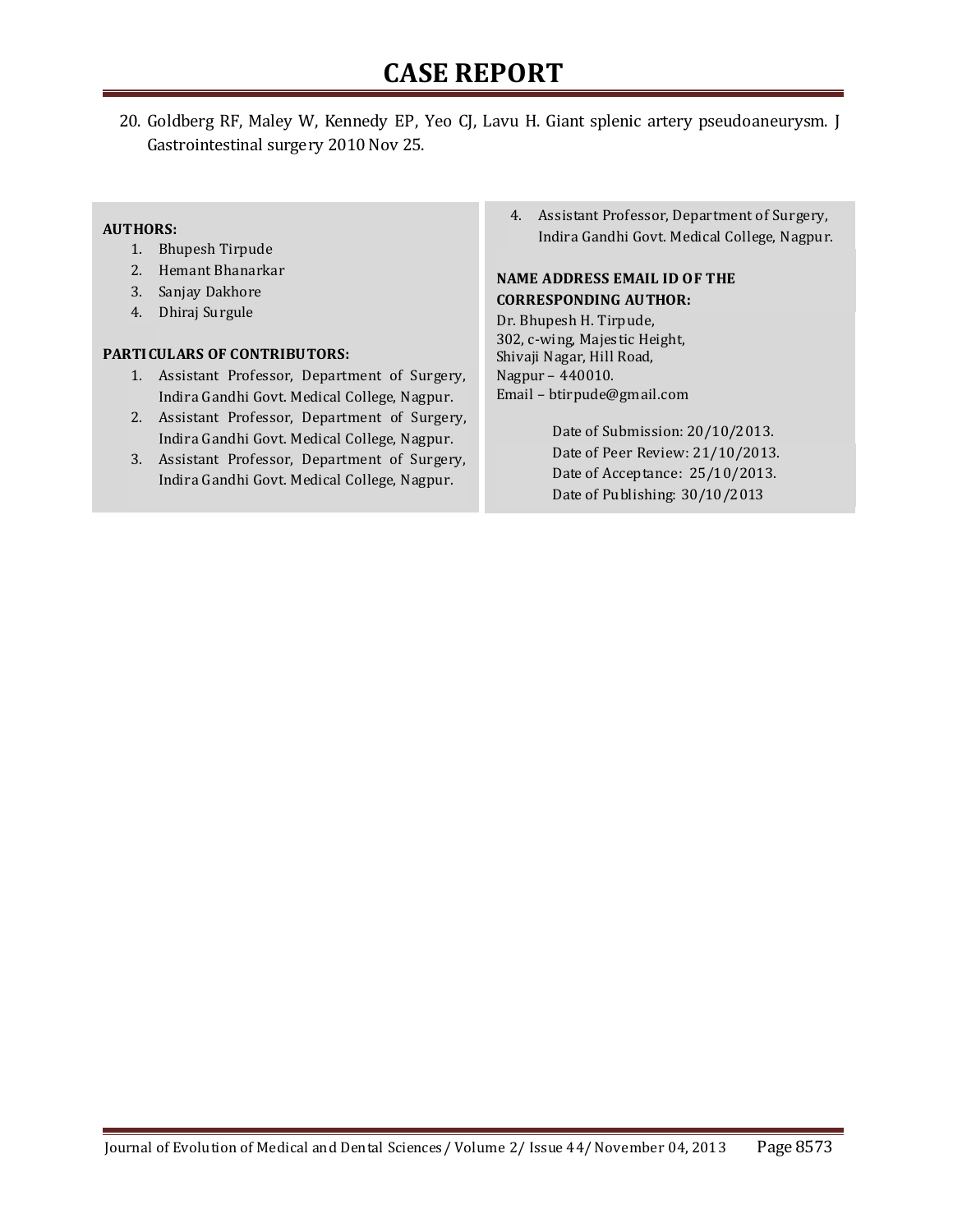20. Goldberg RF, Maley W, Kennedy EP, Yeo CJ, Lavu H. Giant splenic artery pseudoaneurysm. J Gastrointestinal surgery 2010 Nov 25.

**AUTHORS:**

1. Bhupesh Tirpude
2. Hemant Bhanarkar
3. Sanjay Dakhore
4. Dhiraj Surgule

**PARTICULARS OF CONTRIBUTORS:**

1. Assistant Professor, Department of Surgery, Indira Gandhi Govt. Medical College, Nagpur.
2. Assistant Professor, Department of Surgery, Indira Gandhi Govt. Medical College, Nagpur.
3. Assistant Professor, Department of Surgery, Indira Gandhi Govt. Medical College, Nagpur.
4. Assistant Professor, Department of Surgery, Indira Gandhi Govt. Medical College, Nagpur.

**NAME ADDRESS EMAIL ID OF THE CORRESPONDING AUTHOR:**

Dr. Bhupesh H. Tirpude,
302, c-wing, Majestic Height,
Shivaji Nagar, Hill Road,
Nagpur – 440010.
Email – btirpude@gmail.com

Date of Submission: 20/10/2013.
Date of Peer Review: 21/10/2013.
Date of Acceptance: 25/10/2013.
Date of Publishing: 30/10/2013